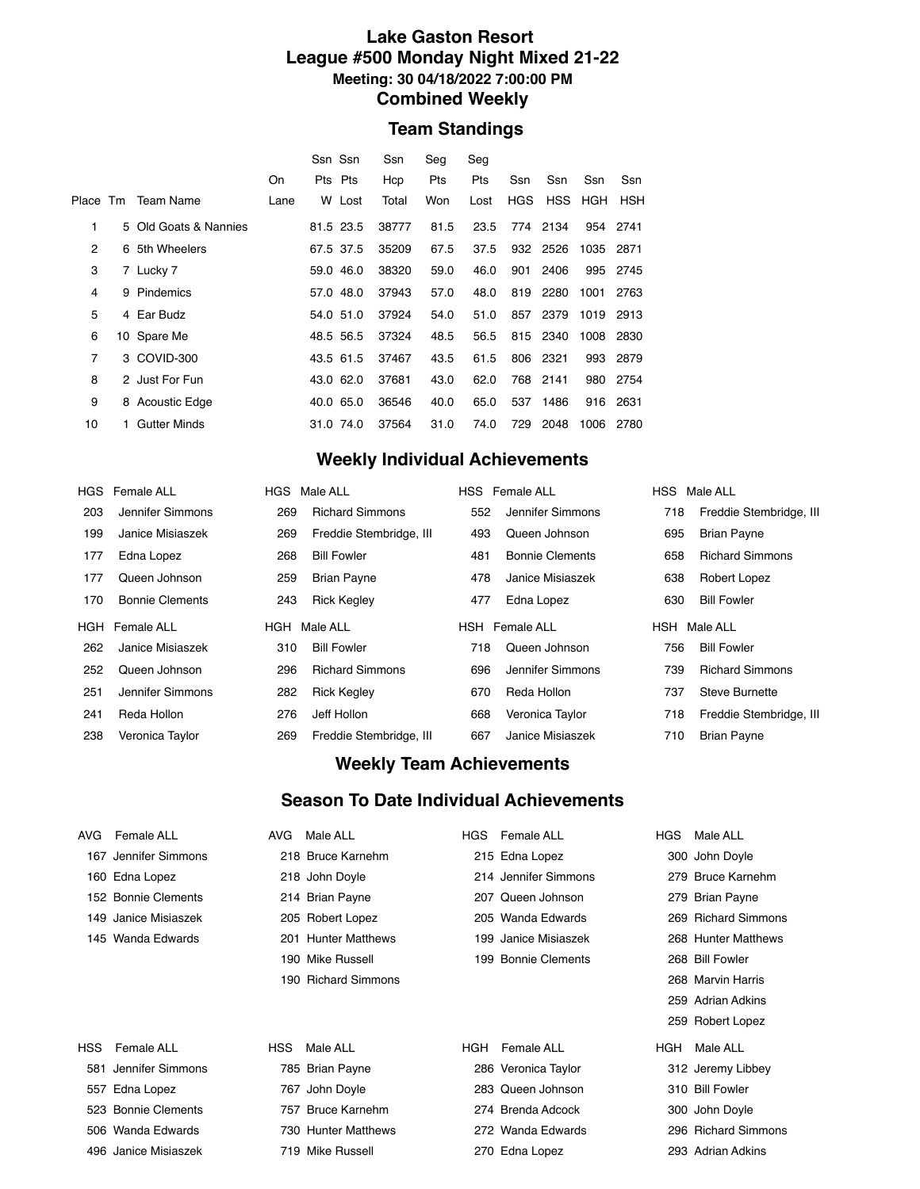# Lake Gaston Resort

## League #500 Monday Night Mixed 21-22

### Meeting: 30 04/18/2022 7:00:00 PM

## Combined Weekly

## Team Standings

| Place | Tm | Team Name | On Lane | Ssn Pts W | Ssn Pts Lost | Ssn Hcp Total | Seg Pts Won | Seg Pts Lost | Ssn HGS | Ssn HSS | Ssn HGH | Ssn HSH |
|---|---|---|---|---|---|---|---|---|---|---|---|---|
| 1 | 5 | Old Goats & Nannies | | 81.5 | 23.5 | 38777 | 81.5 | 23.5 | 774 | 2134 | 954 | 2741 |
| 2 | 6 | 5th Wheelers | | 67.5 | 37.5 | 35209 | 67.5 | 37.5 | 932 | 2526 | 1035 | 2871 |
| 3 | 7 | Lucky 7 | | 59.0 | 46.0 | 38320 | 59.0 | 46.0 | 901 | 2406 | 995 | 2745 |
| 4 | 9 | Pindemics | | 57.0 | 48.0 | 37943 | 57.0 | 48.0 | 819 | 2280 | 1001 | 2763 |
| 5 | 4 | Ear Budz | | 54.0 | 51.0 | 37924 | 54.0 | 51.0 | 857 | 2379 | 1019 | 2913 |
| 6 | 10 | Spare Me | | 48.5 | 56.5 | 37324 | 48.5 | 56.5 | 815 | 2340 | 1008 | 2830 |
| 7 | 3 | COVID-300 | | 43.5 | 61.5 | 37467 | 43.5 | 61.5 | 806 | 2321 | 993 | 2879 |
| 8 | 2 | Just For Fun | | 43.0 | 62.0 | 37681 | 43.0 | 62.0 | 768 | 2141 | 980 | 2754 |
| 9 | 8 | Acoustic Edge | | 40.0 | 65.0 | 36546 | 40.0 | 65.0 | 537 | 1486 | 916 | 2631 |
| 10 | 1 | Gutter Minds | | 31.0 | 74.0 | 37564 | 31.0 | 74.0 | 729 | 2048 | 1006 | 2780 |

## Weekly Individual Achievements

| HGS | Female ALL | HGS | Male ALL | HSS | Female ALL | HSS | Male ALL |
|---|---|---|---|---|---|---|---|
| 203 | Jennifer Simmons | 269 | Richard Simmons | 552 | Jennifer Simmons | 718 | Freddie Stembridge, III |
| 199 | Janice Misiaszek | 269 | Freddie Stembridge, III | 493 | Queen Johnson | 695 | Brian Payne |
| 177 | Edna Lopez | 268 | Bill Fowler | 481 | Bonnie Clements | 658 | Richard Simmons |
| 177 | Queen Johnson | 259 | Brian Payne | 478 | Janice Misiaszek | 638 | Robert Lopez |
| 170 | Bonnie Clements | 243 | Rick Kegley | 477 | Edna Lopez | 630 | Bill Fowler |

| HGH | Female ALL | HGH | Male ALL | HSH | Female ALL | HSH | Male ALL |
|---|---|---|---|---|---|---|---|
| 262 | Janice Misiaszek | 310 | Bill Fowler | 718 | Queen Johnson | 756 | Bill Fowler |
| 252 | Queen Johnson | 296 | Richard Simmons | 696 | Jennifer Simmons | 739 | Richard Simmons |
| 251 | Jennifer Simmons | 282 | Rick Kegley | 670 | Reda Hollon | 737 | Steve Burnette |
| 241 | Reda Hollon | 276 | Jeff Hollon | 668 | Veronica Taylor | 718 | Freddie Stembridge, III |
| 238 | Veronica Taylor | 269 | Freddie Stembridge, III | 667 | Janice Misiaszek | 710 | Brian Payne |

## Weekly Team Achievements

## Season To Date Individual Achievements

| AVG | Female ALL | AVG | Male ALL | HGS | Female ALL | HGS | Male ALL |
|---|---|---|---|---|---|---|---|
| 167 | Jennifer Simmons | 218 | Bruce Karnehm | 215 | Edna Lopez | 300 | John Doyle |
| 160 | Edna Lopez | 218 | John Doyle | 214 | Jennifer Simmons | 279 | Bruce Karnehm |
| 152 | Bonnie Clements | 214 | Brian Payne | 207 | Queen Johnson | 279 | Brian Payne |
| 149 | Janice Misiaszek | 205 | Robert Lopez | 205 | Wanda Edwards | 269 | Richard Simmons |
| 145 | Wanda Edwards | 201 | Hunter Matthews | 199 | Janice Misiaszek | 268 | Hunter Matthews |
| | | 190 | Mike Russell | 199 | Bonnie Clements | 268 | Bill Fowler |
| | | 190 | Richard Simmons | | | 268 | Marvin Harris |
| | | | | | | 259 | Adrian Adkins |
| | | | | | | 259 | Robert Lopez |

| HSS | Female ALL | HSS | Male ALL | HGH | Female ALL | HGH | Male ALL |
|---|---|---|---|---|---|---|---|
| 581 | Jennifer Simmons | 785 | Brian Payne | 286 | Veronica Taylor | 312 | Jeremy Libbey |
| 557 | Edna Lopez | 767 | John Doyle | 283 | Queen Johnson | 310 | Bill Fowler |
| 523 | Bonnie Clements | 757 | Bruce Karnehm | 274 | Brenda Adcock | 300 | John Doyle |
| 506 | Wanda Edwards | 730 | Hunter Matthews | 272 | Wanda Edwards | 296 | Richard Simmons |
| 496 | Janice Misiaszek | 719 | Mike Russell | 270 | Edna Lopez | 293 | Adrian Adkins |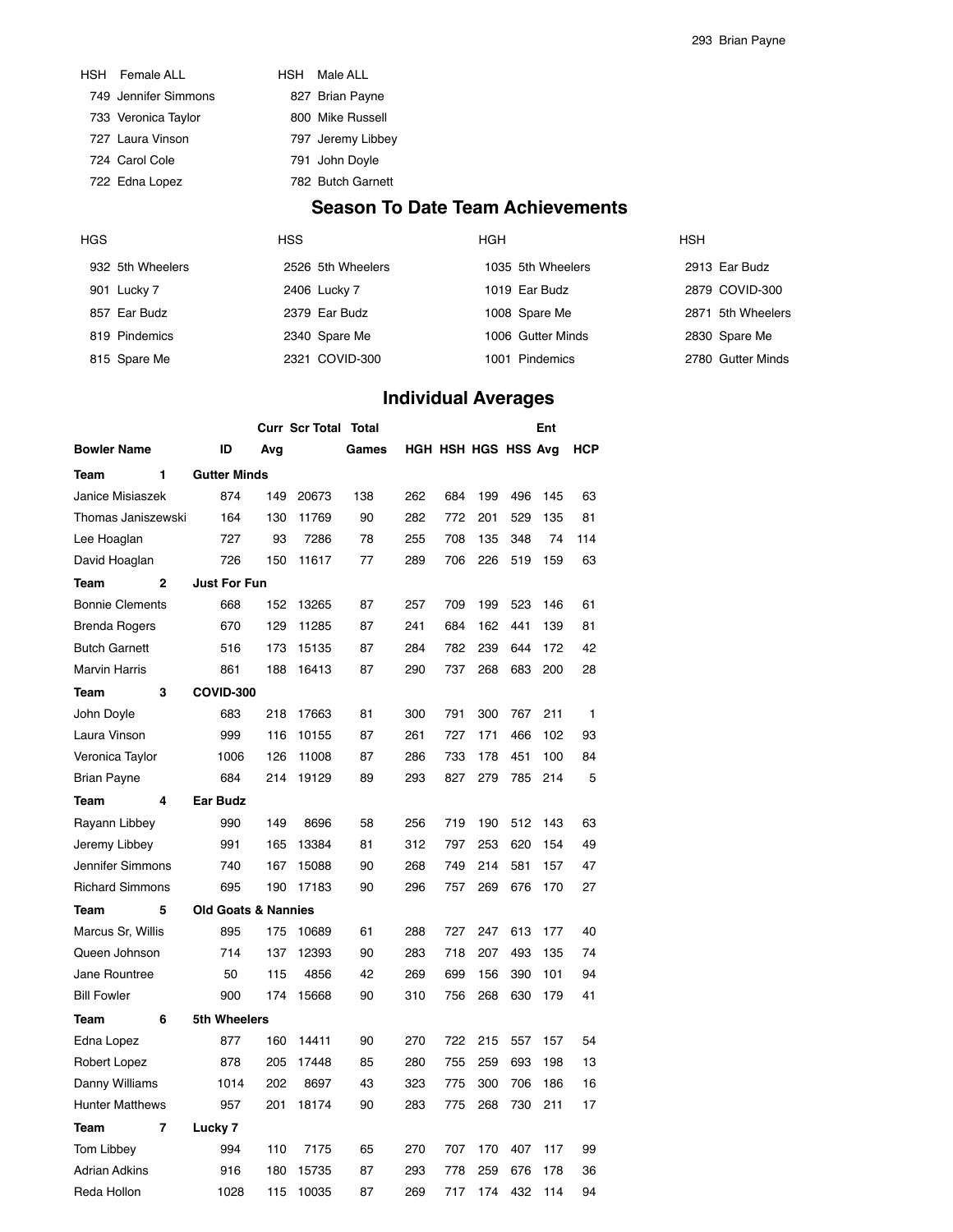293 Brian Payne

| HSH | Female ALL | HSH | Male ALL |
|---|---|---|---|
| 749 | Jennifer Simmons | 827 | Brian Payne |
| 733 | Veronica Taylor | 800 | Mike Russell |
| 727 | Laura Vinson | 797 | Jeremy Libbey |
| 724 | Carol Cole | 791 | John Doyle |
| 722 | Edna Lopez | 782 | Butch Garnett |

## Season To Date Team Achievements

| HGS | | HSS | | HGH | | HSH | |
|---|---|---|---|---|---|---|---|
| 932 | 5th Wheelers | 2526 | 5th Wheelers | 1035 | 5th Wheelers | 2913 | Ear Budz |
| 901 | Lucky 7 | 2406 | Lucky 7 | 1019 | Ear Budz | 2879 | COVID-300 |
| 857 | Ear Budz | 2379 | Ear Budz | 1008 | Spare Me | 2871 | 5th Wheelers |
| 819 | Pindemics | 2340 | Spare Me | 1006 | Gutter Minds | 2830 | Spare Me |
| 815 | Spare Me | 2321 | COVID-300 | 1001 | Pindemics | 2780 | Gutter Minds |

## Individual Averages

| Bowler Name | ID | Curr Avg | Scr Total | Total Games | HGH | HSH | HGS | HSS | Ent Avg | HCP |
|---|---|---|---|---|---|---|---|---|---|---|
| **Team 1** | **Gutter Minds** | | | | | | | | | |
| Janice Misiaszek | 874 | 149 | 20673 | 138 | 262 | 684 | 199 | 496 | 145 | 63 |
| Thomas Janiszewski | 164 | 130 | 11769 | 90 | 282 | 772 | 201 | 529 | 135 | 81 |
| Lee Hoaglan | 727 | 93 | 7286 | 78 | 255 | 708 | 135 | 348 | 74 | 114 |
| David Hoaglan | 726 | 150 | 11617 | 77 | 289 | 706 | 226 | 519 | 159 | 63 |
| **Team 2** | **Just For Fun** | | | | | | | | | |
| Bonnie Clements | 668 | 152 | 13265 | 87 | 257 | 709 | 199 | 523 | 146 | 61 |
| Brenda Rogers | 670 | 129 | 11285 | 87 | 241 | 684 | 162 | 441 | 139 | 81 |
| Butch Garnett | 516 | 173 | 15135 | 87 | 284 | 782 | 239 | 644 | 172 | 42 |
| Marvin Harris | 861 | 188 | 16413 | 87 | 290 | 737 | 268 | 683 | 200 | 28 |
| **Team 3** | **COVID-300** | | | | | | | | | |
| John Doyle | 683 | 218 | 17663 | 81 | 300 | 791 | 300 | 767 | 211 | 1 |
| Laura Vinson | 999 | 116 | 10155 | 87 | 261 | 727 | 171 | 466 | 102 | 93 |
| Veronica Taylor | 1006 | 126 | 11008 | 87 | 286 | 733 | 178 | 451 | 100 | 84 |
| Brian Payne | 684 | 214 | 19129 | 89 | 293 | 827 | 279 | 785 | 214 | 5 |
| **Team 4** | **Ear Budz** | | | | | | | | | |
| Rayann Libbey | 990 | 149 | 8696 | 58 | 256 | 719 | 190 | 512 | 143 | 63 |
| Jeremy Libbey | 991 | 165 | 13384 | 81 | 312 | 797 | 253 | 620 | 154 | 49 |
| Jennifer Simmons | 740 | 167 | 15088 | 90 | 268 | 749 | 214 | 581 | 157 | 47 |
| Richard Simmons | 695 | 190 | 17183 | 90 | 296 | 757 | 269 | 676 | 170 | 27 |
| **Team 5** | **Old Goats & Nannies** | | | | | | | | | |
| Marcus Sr, Willis | 895 | 175 | 10689 | 61 | 288 | 727 | 247 | 613 | 177 | 40 |
| Queen Johnson | 714 | 137 | 12393 | 90 | 283 | 718 | 207 | 493 | 135 | 74 |
| Jane Rountree | 50 | 115 | 4856 | 42 | 269 | 699 | 156 | 390 | 101 | 94 |
| Bill Fowler | 900 | 174 | 15668 | 90 | 310 | 756 | 268 | 630 | 179 | 41 |
| **Team 6** | **5th Wheelers** | | | | | | | | | |
| Edna Lopez | 877 | 160 | 14411 | 90 | 270 | 722 | 215 | 557 | 157 | 54 |
| Robert Lopez | 878 | 205 | 17448 | 85 | 280 | 755 | 259 | 693 | 198 | 13 |
| Danny Williams | 1014 | 202 | 8697 | 43 | 323 | 775 | 300 | 706 | 186 | 16 |
| Hunter Matthews | 957 | 201 | 18174 | 90 | 283 | 775 | 268 | 730 | 211 | 17 |
| **Team 7** | **Lucky 7** | | | | | | | | | |
| Tom Libbey | 994 | 110 | 7175 | 65 | 270 | 707 | 170 | 407 | 117 | 99 |
| Adrian Adkins | 916 | 180 | 15735 | 87 | 293 | 778 | 259 | 676 | 178 | 36 |
| Reda Hollon | 1028 | 115 | 10035 | 87 | 269 | 717 | 174 | 432 | 114 | 94 |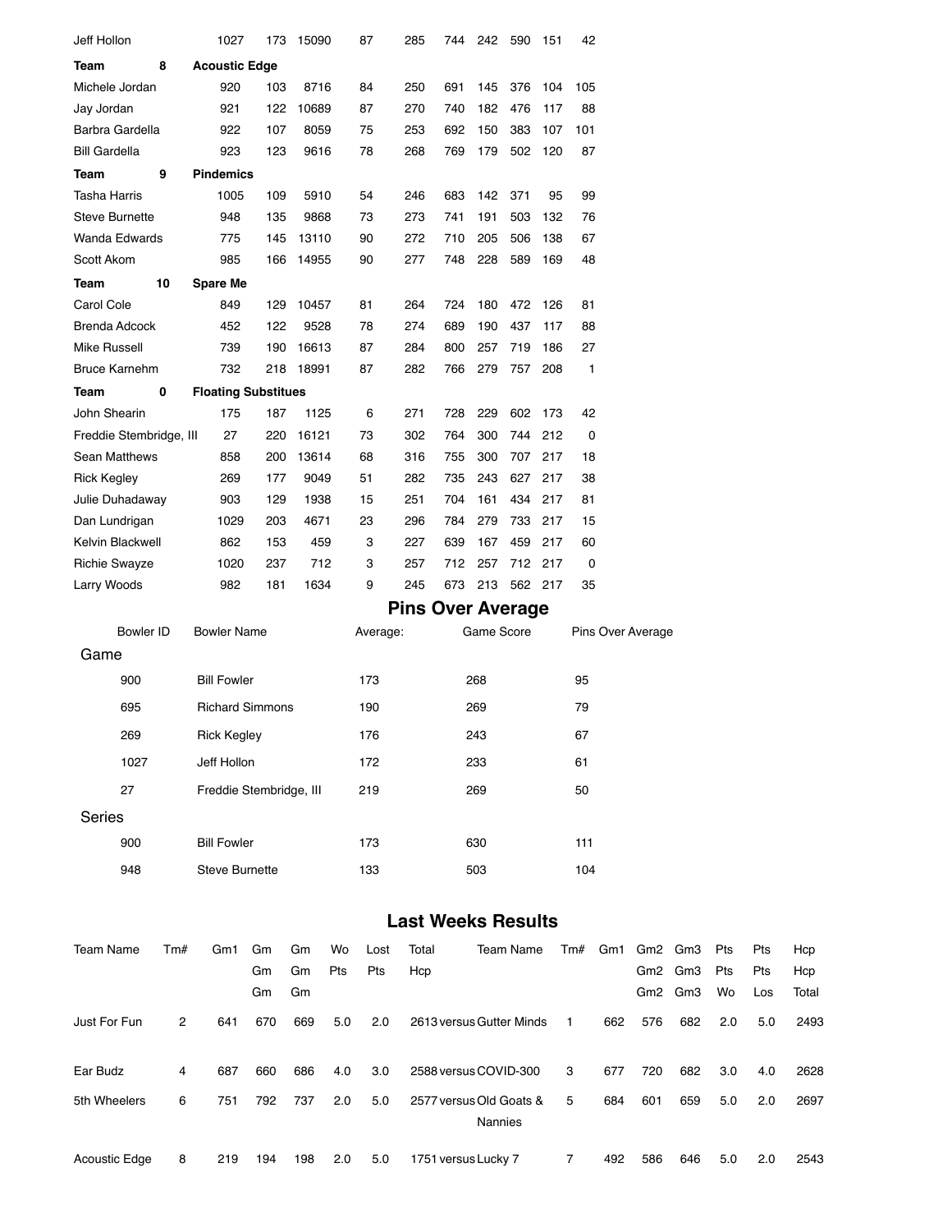| | | | | | | | | | | | |
|---|---|---|---|---|---|---|---|---|---|---|---|
| Jeff Hollon | | 1027 | 173 | 15090 | 87 | 285 | 744 | 242 | 590 | 151 | 42 |
| **Team** | **8** | **Acoustic Edge** | | | | | | | | | |
| Michele Jordan | | 920 | 103 | 8716 | 84 | 250 | 691 | 145 | 376 | 104 | 105 |
| Jay Jordan | | 921 | 122 | 10689 | 87 | 270 | 740 | 182 | 476 | 117 | 88 |
| Barbra Gardella | | 922 | 107 | 8059 | 75 | 253 | 692 | 150 | 383 | 107 | 101 |
| Bill Gardella | | 923 | 123 | 9616 | 78 | 268 | 769 | 179 | 502 | 120 | 87 |
| **Team** | **9** | **Pindemics** | | | | | | | | | |
| Tasha Harris | | 1005 | 109 | 5910 | 54 | 246 | 683 | 142 | 371 | 95 | 99 |
| Steve Burnette | | 948 | 135 | 9868 | 73 | 273 | 741 | 191 | 503 | 132 | 76 |
| Wanda Edwards | | 775 | 145 | 13110 | 90 | 272 | 710 | 205 | 506 | 138 | 67 |
| Scott Akom | | 985 | 166 | 14955 | 90 | 277 | 748 | 228 | 589 | 169 | 48 |
| **Team** | **10** | **Spare Me** | | | | | | | | | |
| Carol Cole | | 849 | 129 | 10457 | 81 | 264 | 724 | 180 | 472 | 126 | 81 |
| Brenda Adcock | | 452 | 122 | 9528 | 78 | 274 | 689 | 190 | 437 | 117 | 88 |
| Mike Russell | | 739 | 190 | 16613 | 87 | 284 | 800 | 257 | 719 | 186 | 27 |
| Bruce Karnehm | | 732 | 218 | 18991 | 87 | 282 | 766 | 279 | 757 | 208 | 1 |
| **Team** | **0** | **Floating Substitues** | | | | | | | | | |
| John Shearin | | 175 | 187 | 1125 | 6 | 271 | 728 | 229 | 602 | 173 | 42 |
| Freddie Stembridge, III | | 27 | 220 | 16121 | 73 | 302 | 764 | 300 | 744 | 212 | 0 |
| Sean Matthews | | 858 | 200 | 13614 | 68 | 316 | 755 | 300 | 707 | 217 | 18 |
| Rick Kegley | | 269 | 177 | 9049 | 51 | 282 | 735 | 243 | 627 | 217 | 38 |
| Julie Duhadaway | | 903 | 129 | 1938 | 15 | 251 | 704 | 161 | 434 | 217 | 81 |
| Dan Lundrigan | | 1029 | 203 | 4671 | 23 | 296 | 784 | 279 | 733 | 217 | 15 |
| Kelvin Blackwell | | 862 | 153 | 459 | 3 | 227 | 639 | 167 | 459 | 217 | 60 |
| Richie Swayze | | 1020 | 237 | 712 | 3 | 257 | 712 | 257 | 712 | 217 | 0 |
| Larry Woods | | 982 | 181 | 1634 | 9 | 245 | 673 | 213 | 562 | 217 | 35 |

## Pins Over Average

| Bowler ID | Bowler Name | Average: | Game Score | Pins Over Average |
|---|---|---|---|---|
| **Game** | | | | |
| 900 | Bill Fowler | 173 | 268 | 95 |
| 695 | Richard Simmons | 190 | 269 | 79 |
| 269 | Rick Kegley | 176 | 243 | 67 |
| 1027 | Jeff Hollon | 172 | 233 | 61 |
| 27 | Freddie Stembridge, III | 219 | 269 | 50 |
| **Series** | | | | |
| 900 | Bill Fowler | 173 | 630 | 111 |
| 948 | Steve Burnette | 133 | 503 | 104 |

## Last Weeks Results

| Team Name | Tm# | Gm1 | Gm Gm Gm | Gm Gm Gm | Wo Pts | Lost Pts | Total Hcp | | Team Name | Tm# | Gm1 | Gm2 Gm2 Gm2 | Gm3 Gm3 Gm3 | Pts Pts Wo | Pts Pts Los | Hcp Hcp Total |
|---|---|---|---|---|---|---|---|---|---|---|---|---|---|---|---|---|
| Just For Fun | 2 | 641 | 670 | 669 | 5.0 | 2.0 | 2613 | versus | Gutter Minds | 1 | 662 | 576 | 682 | 2.0 | 5.0 | 2493 |
| Ear Budz | 4 | 687 | 660 | 686 | 4.0 | 3.0 | 2588 | versus | COVID-300 | 3 | 677 | 720 | 682 | 3.0 | 4.0 | 2628 |
| 5th Wheelers | 6 | 751 | 792 | 737 | 2.0 | 5.0 | 2577 | versus | Old Goats & Nannies | 5 | 684 | 601 | 659 | 5.0 | 2.0 | 2697 |
| Acoustic Edge | 8 | 219 | 194 | 198 | 2.0 | 5.0 | 1751 | versus | Lucky 7 | 7 | 492 | 586 | 646 | 5.0 | 2.0 | 2543 |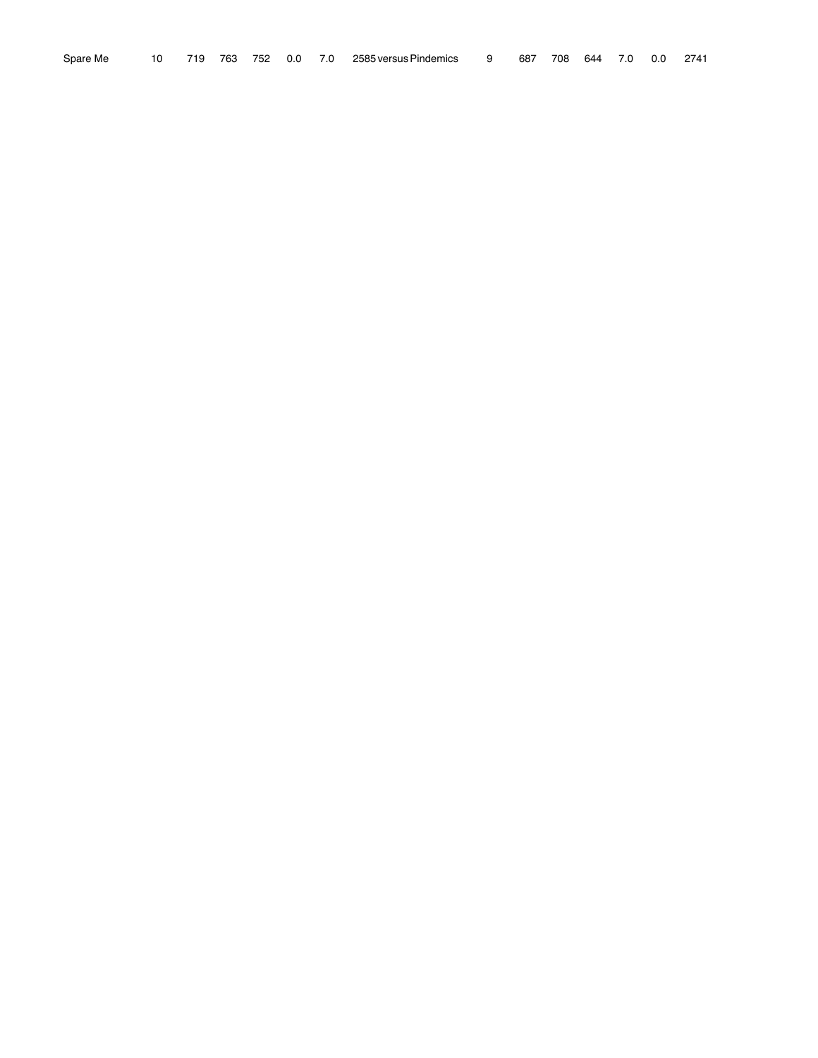| | | | | | | | | | | | | | | | | |
|---|---|---|---|---|---|---|---|---|---|---|---|---|---|---|---|---|
| Spare Me | 10 | 719 | 763 | 752 | 0.0 | 7.0 | 2585 | versus | Pindemics | 9 | 687 | 708 | 644 | 7.0 | 0.0 | 2741 |